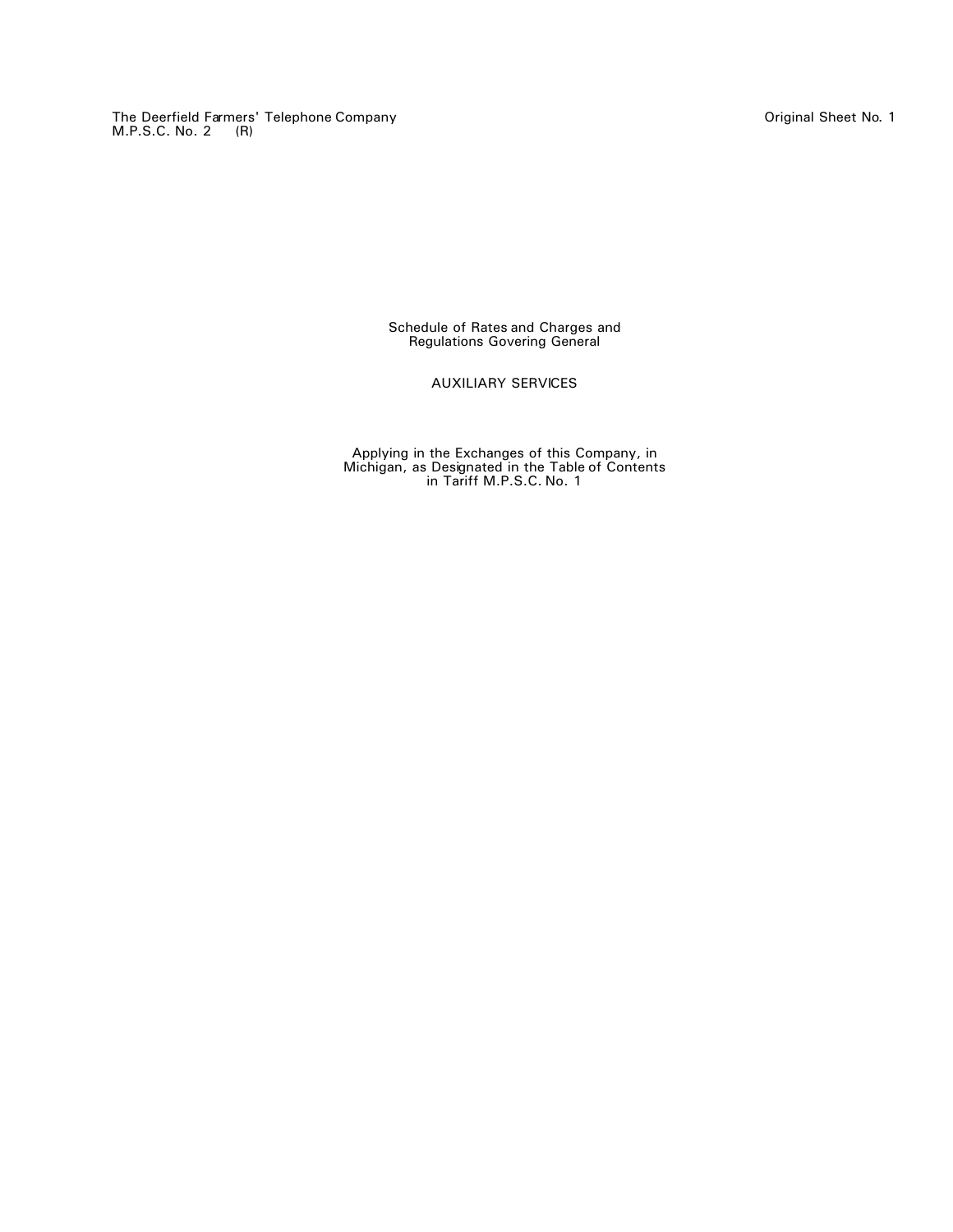The Deerfield Farmers' Telephone Company
M.P.S.C. No. 2 (R)

Original Sheet No. 1

Schedule of Rates and Charges and
Regulations Govering General

AUXILIARY SERVICES

Applying in the Exchanges of this Company, in
Michigan, as Designated in the Table of Contents
in Tariff M.P.S.C. No. 1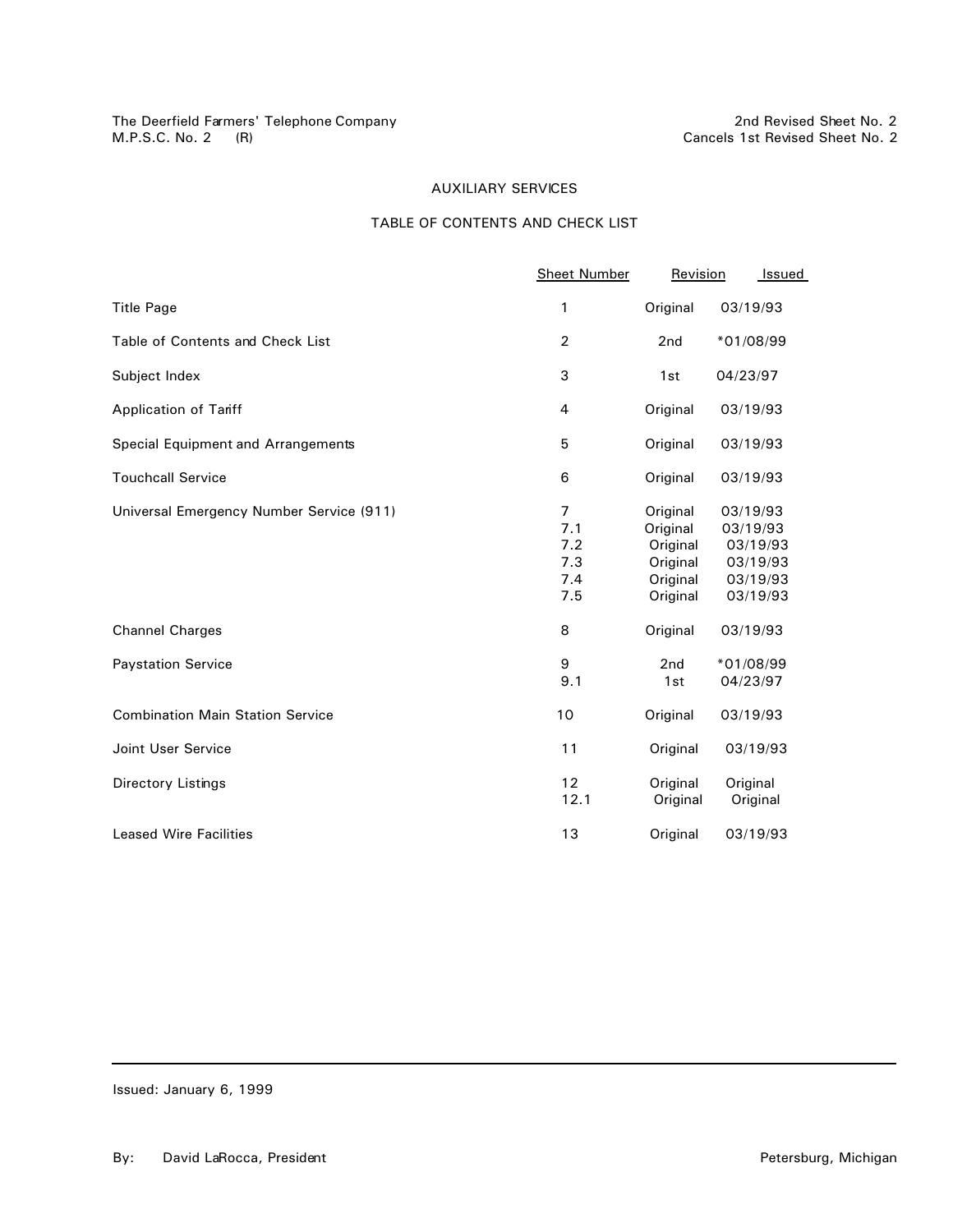The Deerfield Farmers' Telephone Company
M.P.S.C. No. 2 (R)

2nd Revised Sheet No. 2
Cancels 1st Revised Sheet No. 2

## AUXILIARY SERVICES

## TABLE OF CONTENTS AND CHECK LIST

| | Sheet Number | Revision | Issued |
|---|---|---|---|
| Title Page | 1 | Original | 03/19/93 |
| Table of Contents and Check List | 2 | 2nd | *01/08/99 |
| Subject Index | 3 | 1st | 04/23/97 |
| Application of Tariff | 4 | Original | 03/19/93 |
| Special Equipment and Arrangements | 5 | Original | 03/19/93 |
| Touchcall Service | 6 | Original | 03/19/93 |
| Universal Emergency Number Service (911) | 7 | Original | 03/19/93 |
| | 7.1 | Original | 03/19/93 |
| | 7.2 | Original | 03/19/93 |
| | 7.3 | Original | 03/19/93 |
| | 7.4 | Original | 03/19/93 |
| | 7.5 | Original | 03/19/93 |
| Channel Charges | 8 | Original | 03/19/93 |
| Paystation Service | 9 | 2nd | *01/08/99 |
| | 9.1 | 1st | 04/23/97 |
| Combination Main Station Service | 10 | Original | 03/19/93 |
| Joint User Service | 11 | Original | 03/19/93 |
| Directory Listings | 12 | Original | Original |
| | 12.1 | Original | Original |
| Leased Wire Facilities | 13 | Original | 03/19/93 |

Issued: January 6, 1999

By: David LaRocca, President

Petersburg, Michigan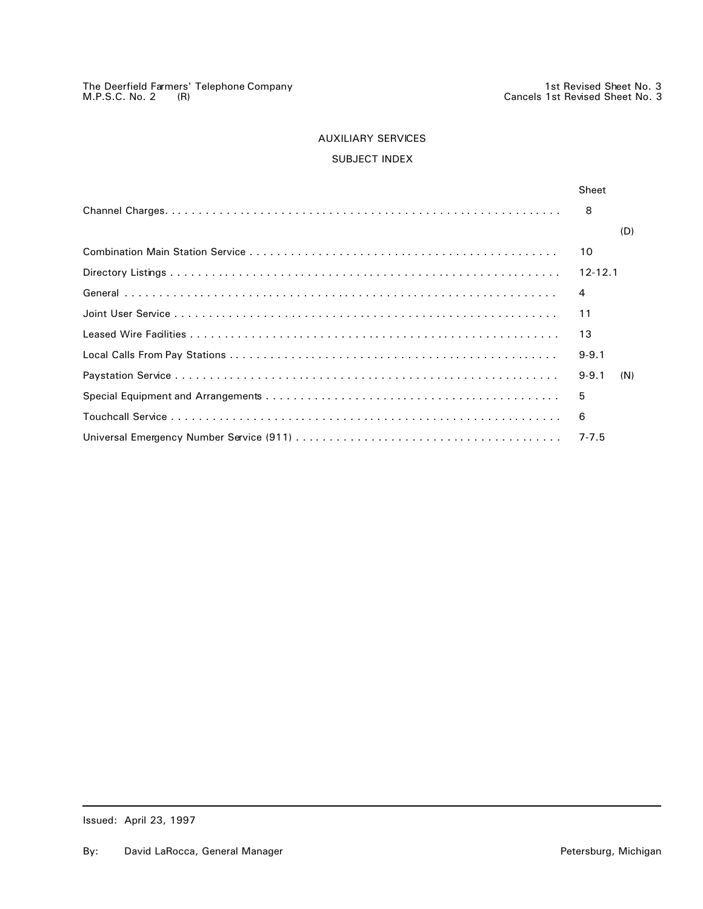The Deerfield Farmers' Telephone Company
M.P.S.C. No. 2 (R)

1st Revised Sheet No. 3
Cancels 1st Revised Sheet No. 3

# AUXILIARY SERVICES

## SUBJECT INDEX

| | Sheet | |
|---|---|---|
| Channel Charges | 8 | |
| | | (D) |
| Combination Main Station Service | 10 | |
| Directory Listings | 12-12.1 | |
| General | 4 | |
| Joint User Service | 11 | |
| Leased Wire Facilities | 13 | |
| Local Calls From Pay Stations | 9-9.1 | |
| Paystation Service | 9-9.1 | (N) |
| Special Equipment and Arrangements | 5 | |
| Touchcall Service | 6 | |
| Universal Emergency Number Service (911) | 7-7.5 | |

Issued: April 23, 1997

By: David LaRocca, General Manager

Petersburg, Michigan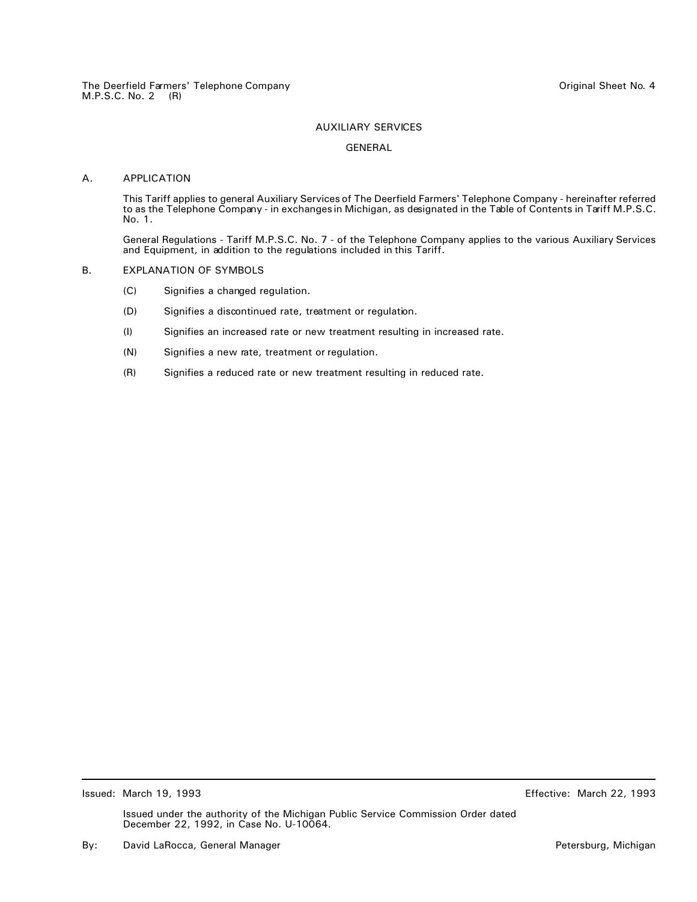# AUXILIARY SERVICES

## GENERAL

### A. APPLICATION

This Tariff applies to general Auxiliary Services of The Deerfield Farmers' Telephone Company - hereinafter referred to as the Telephone Company - in exchanges in Michigan, as designated in the Table of Contents in Tariff M.P.S.C. No. 1.

General Regulations - Tariff M.P.S.C. No. 7 - of the Telephone Company applies to the various Auxiliary Services and Equipment, in addition to the regulations included in this Tariff.

### B. EXPLANATION OF SYMBOLS

- (C) Signifies a changed regulation.
- (D) Signifies a discontinued rate, treatment or regulation.
- (I) Signifies an increased rate or new treatment resulting in increased rate.
- (N) Signifies a new rate, treatment or regulation.
- (R) Signifies a reduced rate or new treatment resulting in reduced rate.

Issued: March 19, 1993 Effective: March 22, 1993

Issued under the authority of the Michigan Public Service Commission Order dated December 22, 1992, in Case No. U-10064.

By: David LaRocca, General Manager Petersburg, Michigan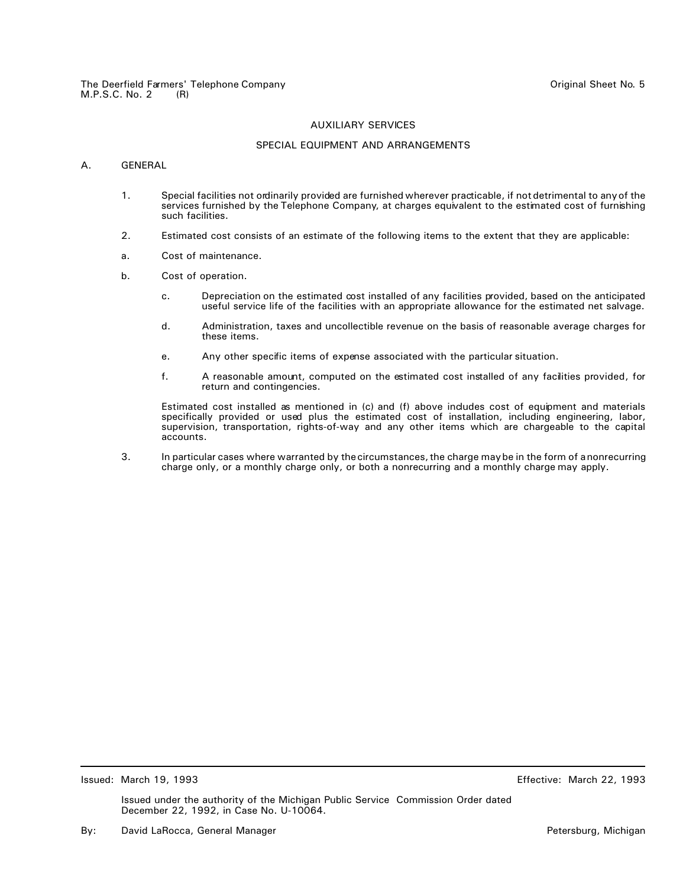# AUXILIARY SERVICES

## SPECIAL EQUIPMENT AND ARRANGEMENTS

### A. GENERAL

1. Special facilities not ordinarily provided are furnished wherever practicable, if not detrimental to any of the services furnished by the Telephone Company, at charges equivalent to the estimated cost of furnishing such facilities.

2. Estimated cost consists of an estimate of the following items to the extent that they are applicable:

   a. Cost of maintenance.

   b. Cost of operation.

   c. Depreciation on the estimated cost installed of any facilities provided, based on the anticipated useful service life of the facilities with an appropriate allowance for the estimated net salvage.

   d. Administration, taxes and uncollectible revenue on the basis of reasonable average charges for these items.

   e. Any other specific items of expense associated with the particular situation.

   f. A reasonable amount, computed on the estimated cost installed of any facilities provided, for return and contingencies.

   Estimated cost installed as mentioned in (c) and (f) above includes cost of equipment and materials specifically provided or used plus the estimated cost of installation, including engineering, labor, supervision, transportation, rights-of-way and any other items which are chargeable to the capital accounts.

3. In particular cases where warranted by the circumstances, the charge may be in the form of a nonrecurring charge only, or a monthly charge only, or both a nonrecurring and a monthly charge may apply.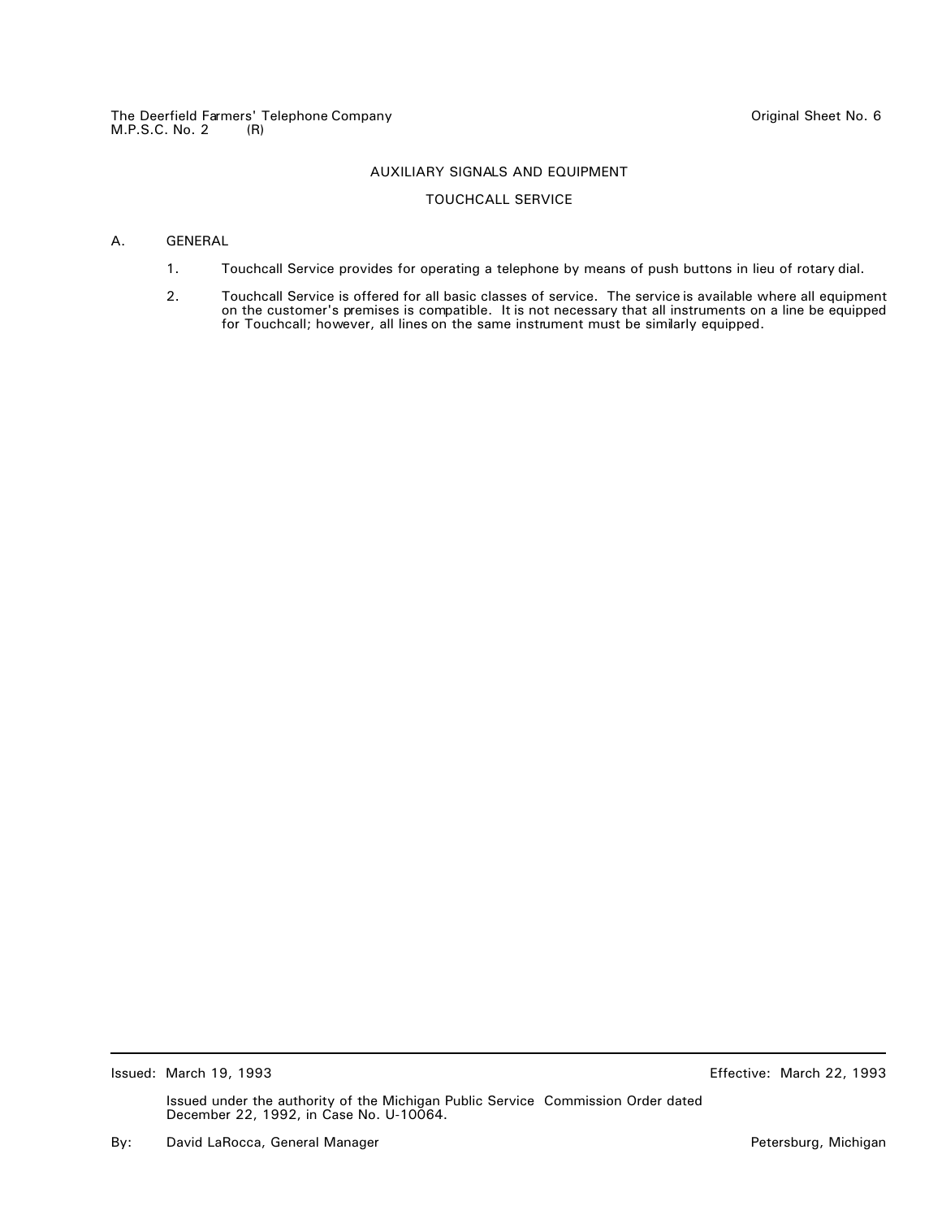The Deerfield Farmers' Telephone Company
M.P.S.C. No. 2 (R)

Original Sheet No. 6

## AUXILIARY SIGNALS AND EQUIPMENT

## TOUCHCALL SERVICE

A. GENERAL

1. Touchcall Service provides for operating a telephone by means of push buttons in lieu of rotary dial.

2. Touchcall Service is offered for all basic classes of service. The service is available where all equipment on the customer's premises is compatible. It is not necessary that all instruments on a line be equipped for Touchcall; however, all lines on the same instrument must be similarly equipped.

---

Issued: March 19, 1993

Effective: March 22, 1993

Issued under the authority of the Michigan Public Service Commission Order dated December 22, 1992, in Case No. U-10064.

By: David LaRocca, General Manager

Petersburg, Michigan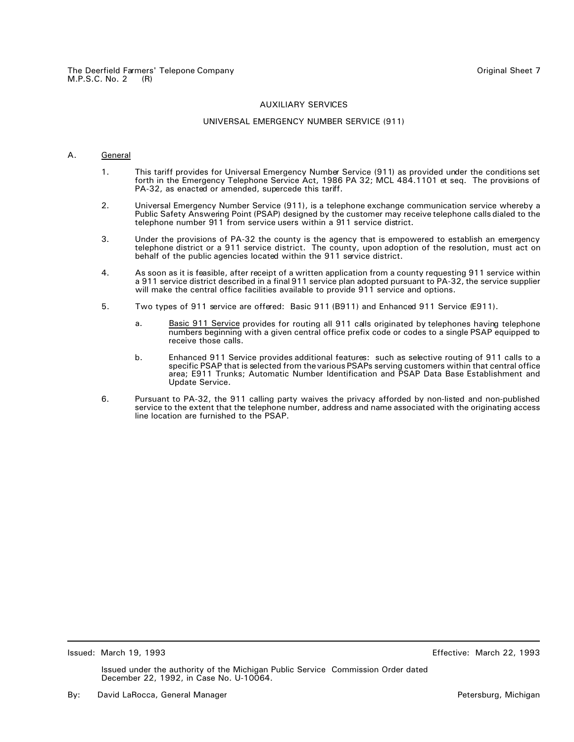The Deerfield Farmers' Telepone Company
M.P.S.C. No. 2 (R)

Original Sheet 7

## AUXILIARY SERVICES

### UNIVERSAL EMERGENCY NUMBER SERVICE (911)

A. General

1. This tariff provides for Universal Emergency Number Service (911) as provided under the conditions set forth in the Emergency Telephone Service Act, 1986 PA 32; MCL 484.1101 et seq. The provisions of PA-32, as enacted or amended, supercede this tariff.

2. Universal Emergency Number Service (911), is a telephone exchange communication service whereby a Public Safety Answering Point (PSAP) designed by the customer may receive telephone calls dialed to the telephone number 911 from service users within a 911 service district.

3. Under the provisions of PA-32 the county is the agency that is empowered to establish an emergency telephone district or a 911 service district. The county, upon adoption of the resolution, must act on behalf of the public agencies located within the 911 service district.

4. As soon as it is feasible, after receipt of a written application from a county requesting 911 service within a 911 service district described in a final 911 service plan adopted pursuant to PA-32, the service supplier will make the central office facilities available to provide 911 service and options.

5. Two types of 911 service are offered: Basic 911 (B911) and Enhanced 911 Service (E911).

   a. Basic 911 Service provides for routing all 911 calls originated by telephones having telephone numbers beginning with a given central office prefix code or codes to a single PSAP equipped to receive those calls.

   b. Enhanced 911 Service provides additional features: such as selective routing of 911 calls to a specific PSAP that is selected from the various PSAPs serving customers within that central office area; E911 Trunks; Automatic Number Identification and PSAP Data Base Establishment and Update Service.

6. Pursuant to PA-32, the 911 calling party waives the privacy afforded by non-listed and non-published service to the extent that the telephone number, address and name associated with the originating access line location are furnished to the PSAP.

Issued: March 19, 1993

Effective: March 22, 1993

Issued under the authority of the Michigan Public Service Commission Order dated December 22, 1992, in Case No. U-10064.

By: David LaRocca, General Manager

Petersburg, Michigan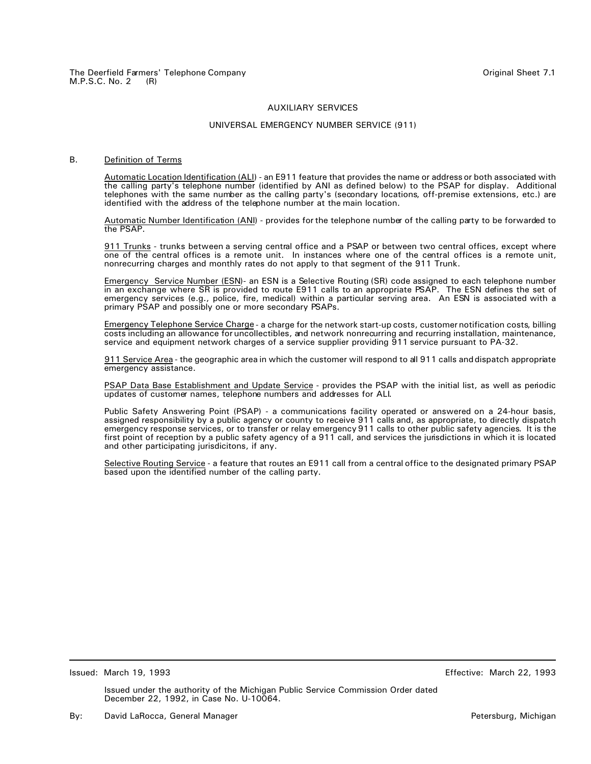## AUXILIARY SERVICES

### UNIVERSAL EMERGENCY NUMBER SERVICE (911)

B. Definition of Terms

Automatic Location Identification (ALI) - an E911 feature that provides the name or address or both associated with the calling party's telephone number (identified by ANI as defined below) to the PSAP for display. Additional telephones with the same number as the calling party's (secondary locations, off-premise extensions, etc.) are identified with the address of the telephone number at the main location.

Automatic Number Identification (ANI) - provides for the telephone number of the calling party to be forwarded to the PSAP.

911 Trunks - trunks between a serving central office and a PSAP or between two central offices, except where one of the central offices is a remote unit. In instances where one of the central offices is a remote unit, nonrecurring charges and monthly rates do not apply to that segment of the 911 Trunk.

Emergency Service Number (ESN)- an ESN is a Selective Routing (SR) code assigned to each telephone number in an exchange where SR is provided to route E911 calls to an appropriate PSAP. The ESN defines the set of emergency services (e.g., police, fire, medical) within a particular serving area. An ESN is associated with a primary PSAP and possibly one or more secondary PSAPs.

Emergency Telephone Service Charge - a charge for the network start-up costs, customer notification costs, billing costs including an allowance for uncollectibles, and network nonrecurring and recurring installation, maintenance, service and equipment network charges of a service supplier providing 911 service pursuant to PA-32.

911 Service Area - the geographic area in which the customer will respond to all 911 calls and dispatch appropriate emergency assistance.

PSAP Data Base Establishment and Update Service - provides the PSAP with the initial list, as well as periodic updates of customer names, telephone numbers and addresses for ALI.

Public Safety Answering Point (PSAP) - a communications facility operated or answered on a 24-hour basis, assigned responsibility by a public agency or county to receive 911 calls and, as appropriate, to directly dispatch emergency response services, or to transfer or relay emergency 911 calls to other public safety agencies. It is the first point of reception by a public safety agency of a 911 call, and services the jurisdictions in which it is located and other participating jurisdicitons, if any.

Selective Routing Service - a feature that routes an E911 call from a central office to the designated primary PSAP based upon the identified number of the calling party.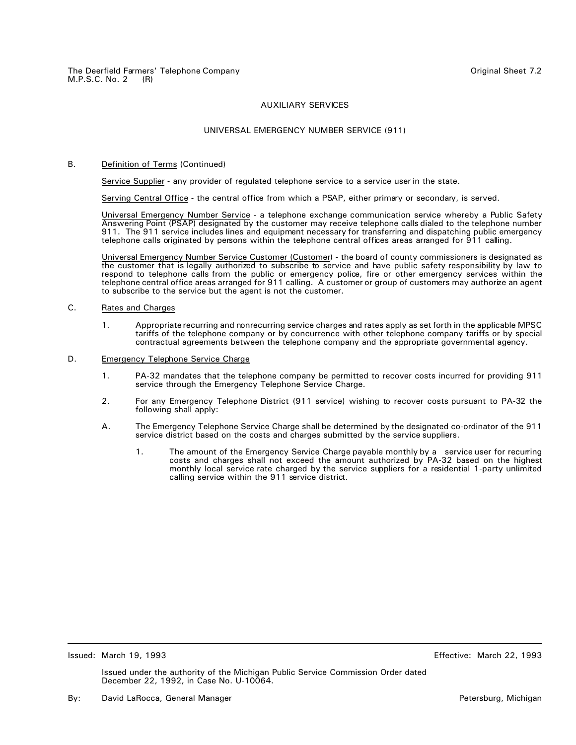## AUXILIARY SERVICES

### UNIVERSAL EMERGENCY NUMBER SERVICE (911)

B. Definition of Terms (Continued)

Service Supplier - any provider of regulated telephone service to a service user in the state.

Serving Central Office - the central office from which a PSAP, either primary or secondary, is served.

Universal Emergency Number Service - a telephone exchange communication service whereby a Public Safety Answering Point (PSAP) designated by the customer may receive telephone calls dialed to the telephone number 911. The 911 service includes lines and equipment necessary for transferring and dispatching public emergency telephone calls originated by persons within the telephone central offices areas arranged for 911 calling.

Universal Emergency Number Service Customer (Customer) - the board of county commissioners is designated as the customer that is legally authorized to subscribe to service and have public safety responsibility by law to respond to telephone calls from the public or emergency police, fire or other emergency services within the telephone central office areas arranged for 911 calling. A customer or group of customers may authorize an agent to subscribe to the service but the agent is not the customer.

C. Rates and Charges

1. Appropriate recurring and nonrecurring service charges and rates apply as set forth in the applicable MPSC tariffs of the telephone company or by concurrence with other telephone company tariffs or by special contractual agreements between the telephone company and the appropriate governmental agency.

D. Emergency Telephone Service Charge

1. PA-32 mandates that the telephone company be permitted to recover costs incurred for providing 911 service through the Emergency Telephone Service Charge.

2. For any Emergency Telephone District (911 service) wishing to recover costs pursuant to PA-32 the following shall apply:

A. The Emergency Telephone Service Charge shall be determined by the designated co-ordinator of the 911 service district based on the costs and charges submitted by the service suppliers.

   1. The amount of the Emergency Service Charge payable monthly by a service user for recurring costs and charges shall not exceed the amount authorized by PA-32 based on the highest monthly local service rate charged by the service suppliers for a residential 1-party unlimited calling service within the 911 service district.

Issued: March 19, 1993

Effective: March 22, 1993

Issued under the authority of the Michigan Public Service Commission Order dated December 22, 1992, in Case No. U-10064.

By: David LaRocca, General Manager

Petersburg, Michigan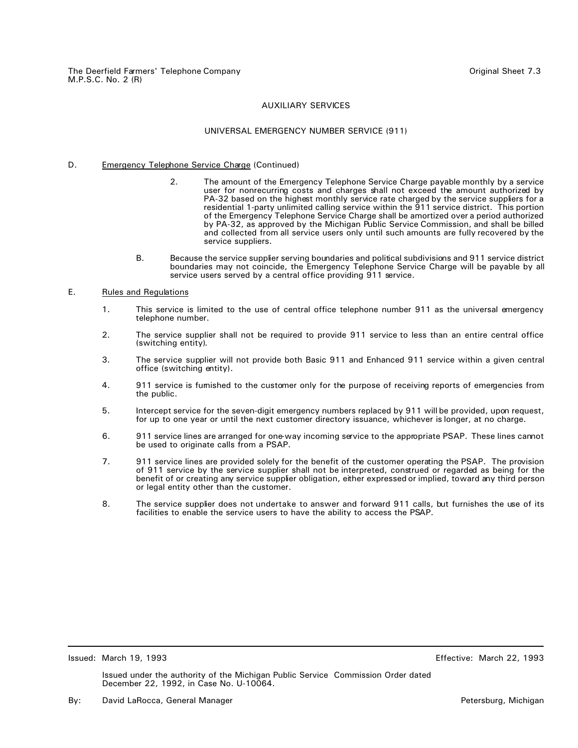The Deerfield Farmers' Telephone Company
M.P.S.C. No. 2 (R)

Original Sheet 7.3

AUXILIARY SERVICES

UNIVERSAL EMERGENCY NUMBER SERVICE (911)

D. Emergency Telephone Service Charge (Continued)

2. The amount of the Emergency Telephone Service Charge payable monthly by a service user for nonrecurring costs and charges shall not exceed the amount authorized by PA-32 based on the highest monthly service rate charged by the service suppliers for a residential 1-party unlimited calling service within the 911 service district. This portion of the Emergency Telephone Service Charge shall be amortized over a period authorized by PA-32, as approved by the Michigan Public Service Commission, and shall be billed and collected from all service users only until such amounts are fully recovered by the service suppliers.

B. Because the service supplier serving boundaries and political subdivisions and 911 service district boundaries may not coincide, the Emergency Telephone Service Charge will be payable by all service users served by a central office providing 911 service.

E. Rules and Regulations

1. This service is limited to the use of central office telephone number 911 as the universal emergency telephone number.

2. The service supplier shall not be required to provide 911 service to less than an entire central office (switching entity).

3. The service supplier will not provide both Basic 911 and Enhanced 911 service within a given central office (switching entity).

4. 911 service is furnished to the customer only for the purpose of receiving reports of emergencies from the public.

5. Intercept service for the seven-digit emergency numbers replaced by 911 will be provided, upon request, for up to one year or until the next customer directory issuance, whichever is longer, at no charge.

6. 911 service lines are arranged for one-way incoming service to the appropriate PSAP. These lines cannot be used to originate calls from a PSAP.

7. 911 service lines are provided solely for the benefit of the customer operating the PSAP. The provision of 911 service by the service supplier shall not be interpreted, construed or regarded as being for the benefit of or creating any service supplier obligation, either expressed or implied, toward any third person or legal entity other than the customer.

8. The service supplier does not undertake to answer and forward 911 calls, but furnishes the use of its facilities to enable the service users to have the ability to access the PSAP.

Issued: March 19, 1993

Effective: March 22, 1993

Issued under the authority of the Michigan Public Service Commission Order dated December 22, 1992, in Case No. U-10064.

By: David LaRocca, General Manager

Petersburg, Michigan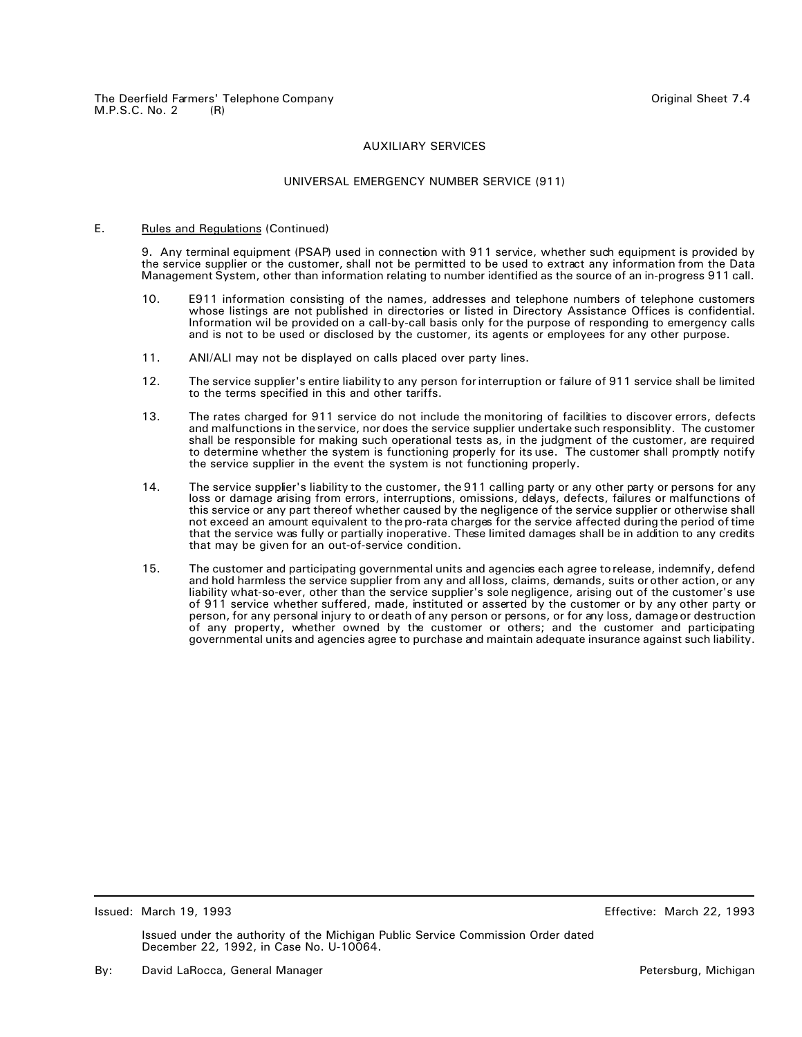## AUXILIARY SERVICES

### UNIVERSAL EMERGENCY NUMBER SERVICE (911)

E. Rules and Regulations (Continued)

9. Any terminal equipment (PSAP) used in connection with 911 service, whether such equipment is provided by the service supplier or the customer, shall not be permitted to be used to extract any information from the Data Management System, other than information relating to number identified as the source of an in-progress 911 call.

10. E911 information consisting of the names, addresses and telephone numbers of telephone customers whose listings are not published in directories or listed in Directory Assistance Offices is confidential. Information wil be provided on a call-by-call basis only for the purpose of responding to emergency calls and is not to be used or disclosed by the customer, its agents or employees for any other purpose.

11. ANI/ALI may not be displayed on calls placed over party lines.

12. The service supplier's entire liability to any person for interruption or failure of 911 service shall be limited to the terms specified in this and other tariffs.

13. The rates charged for 911 service do not include the monitoring of facilities to discover errors, defects and malfunctions in the service, nor does the service supplier undertake such responsiblity. The customer shall be responsible for making such operational tests as, in the judgment of the customer, are required to determine whether the system is functioning properly for its use. The customer shall promptly notify the service supplier in the event the system is not functioning properly.

14. The service supplier's liability to the customer, the 911 calling party or any other party or persons for any loss or damage arising from errors, interruptions, omissions, delays, defects, failures or malfunctions of this service or any part thereof whether caused by the negligence of the service supplier or otherwise shall not exceed an amount equivalent to the pro-rata charges for the service affected during the period of time that the service was fully or partially inoperative. These limited damages shall be in addition to any credits that may be given for an out-of-service condition.

15. The customer and participating governmental units and agencies each agree to release, indemnify, defend and hold harmless the service supplier from any and all loss, claims, demands, suits or other action, or any liability what-so-ever, other than the service supplier's sole negligence, arising out of the customer's use of 911 service whether suffered, made, instituted or asserted by the customer or by any other party or person, for any personal injury to or death of any person or persons, or for any loss, damage or destruction of any property, whether owned by the customer or others; and the customer and participating governmental units and agencies agree to purchase and maintain adequate insurance against such liability.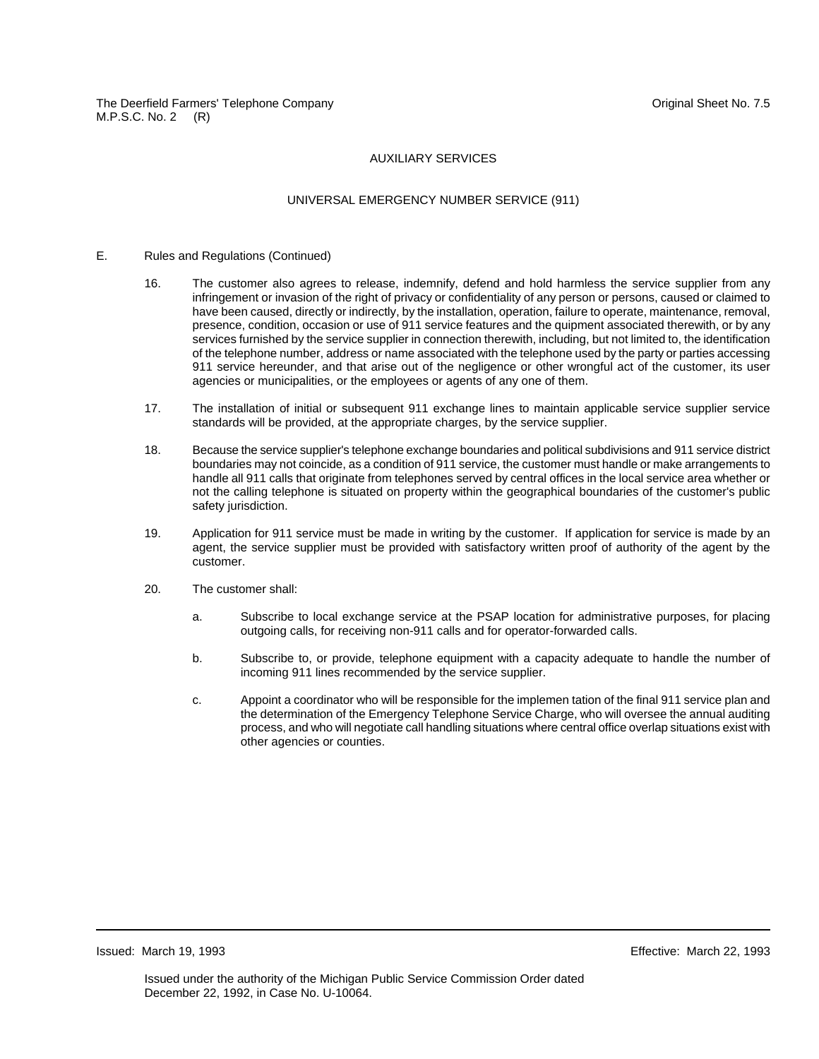## AUXILIARY SERVICES

### UNIVERSAL EMERGENCY NUMBER SERVICE (911)

E. Rules and Regulations (Continued)

16. The customer also agrees to release, indemnify, defend and hold harmless the service supplier from any infringement or invasion of the right of privacy or confidentiality of any person or persons, caused or claimed to have been caused, directly or indirectly, by the installation, operation, failure to operate, maintenance, removal, presence, condition, occasion or use of 911 service features and the quipment associated therewith, or by any services furnished by the service supplier in connection therewith, including, but not limited to, the identification of the telephone number, address or name associated with the telephone used by the party or parties accessing 911 service hereunder, and that arise out of the negligence or other wrongful act of the customer, its user agencies or municipalities, or the employees or agents of any one of them.

17. The installation of initial or subsequent 911 exchange lines to maintain applicable service supplier service standards will be provided, at the appropriate charges, by the service supplier.

18. Because the service supplier's telephone exchange boundaries and political subdivisions and 911 service district boundaries may not coincide, as a condition of 911 service, the customer must handle or make arrangements to handle all 911 calls that originate from telephones served by central offices in the local service area whether or not the calling telephone is situated on property within the geographical boundaries of the customer's public safety jurisdiction.

19. Application for 911 service must be made in writing by the customer. If application for service is made by an agent, the service supplier must be provided with satisfactory written proof of authority of the agent by the customer.

20. The customer shall:

    a. Subscribe to local exchange service at the PSAP location for administrative purposes, for placing outgoing calls, for receiving non-911 calls and for operator-forwarded calls.

    b. Subscribe to, or provide, telephone equipment with a capacity adequate to handle the number of incoming 911 lines recommended by the service supplier.

    c. Appoint a coordinator who will be responsible for the implemen tation of the final 911 service plan and the determination of the Emergency Telephone Service Charge, who will oversee the annual auditing process, and who will negotiate call handling situations where central office overlap situations exist with other agencies or counties.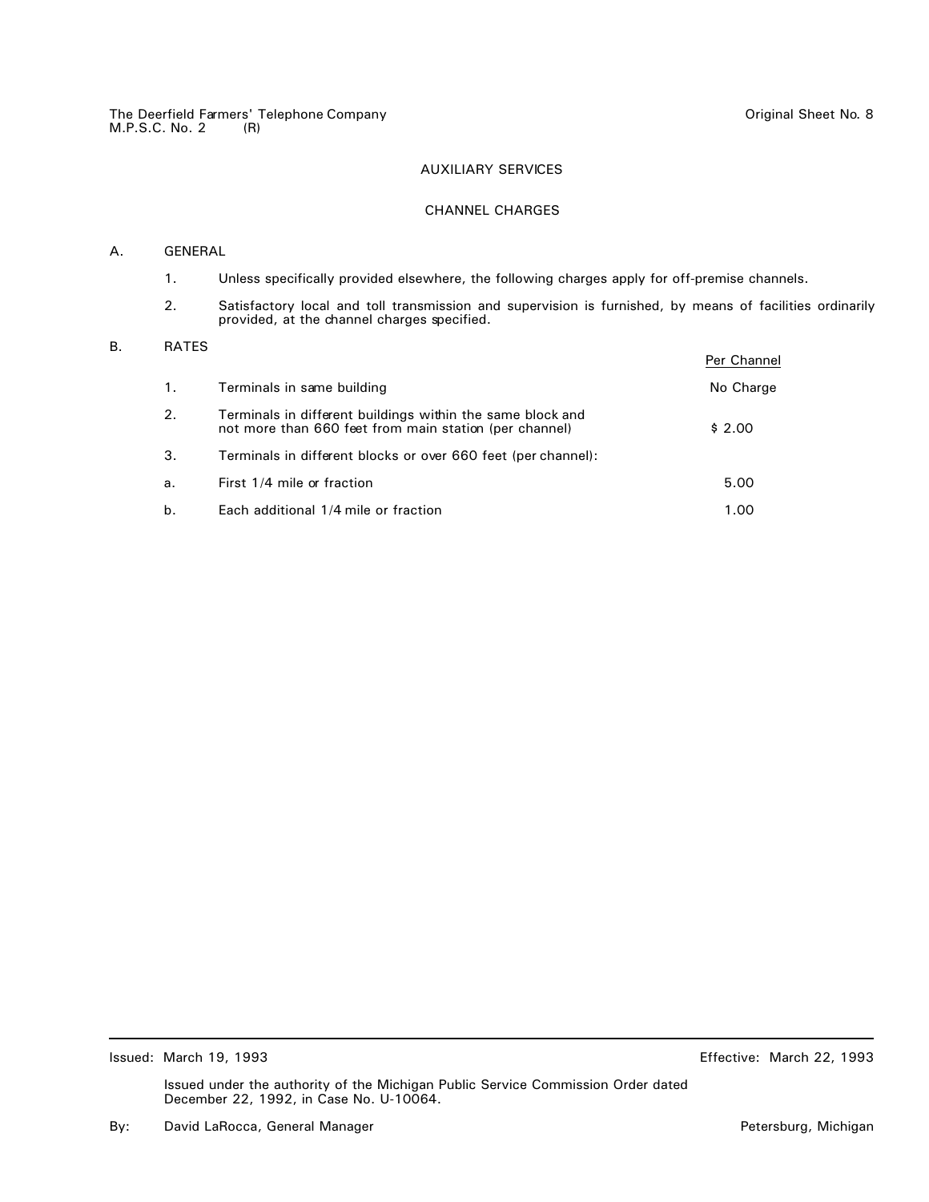The Deerfield Farmers' Telephone Company
M.P.S.C. No. 2 (R)

Original Sheet No. 8

## AUXILIARY SERVICES

## CHANNEL CHARGES

A. GENERAL

1. Unless specifically provided elsewhere, the following charges apply for off-premise channels.

2. Satisfactory local and toll transmission and supervision is furnished, by means of facilities ordinarily provided, at the channel charges specified.

B. RATES

| | | Per Channel |
|---|---|---|
| 1. | Terminals in same building | No Charge |
| 2. | Terminals in different buildings within the same block and not more than 660 feet from main station (per channel) | $ 2.00 |
| 3. | Terminals in different blocks or over 660 feet (per channel): | |
| a. | First 1/4 mile or fraction | 5.00 |
| b. | Each additional 1/4 mile or fraction | 1.00 |

Issued: March 19, 1993

Effective: March 22, 1993

Issued under the authority of the Michigan Public Service Commission Order dated December 22, 1992, in Case No. U-10064.

By: David LaRocca, General Manager

Petersburg, Michigan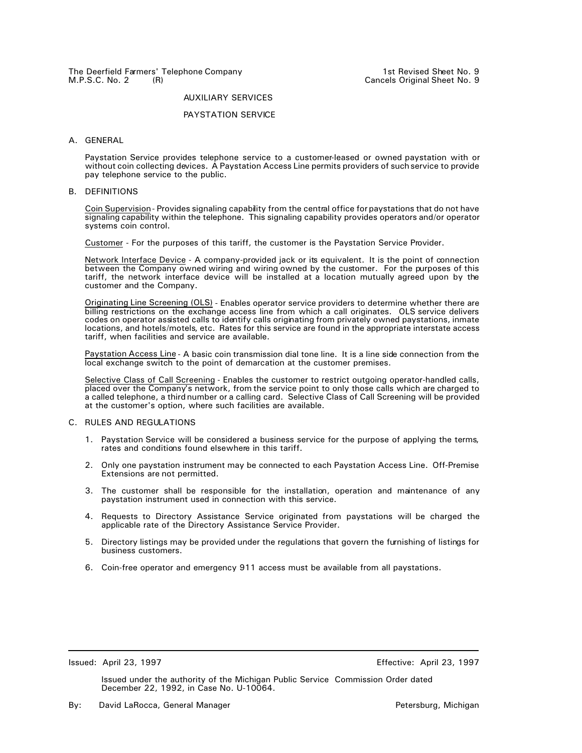The Deerfield Farmers' Telephone Company — 1st Revised Sheet No. 9
M.P.S.C. No. 2 (R) — Cancels Original Sheet No. 9

## AUXILIARY SERVICES

## PAYSTATION SERVICE

### A. GENERAL

Paystation Service provides telephone service to a customer-leased or owned paystation with or without coin collecting devices. A Paystation Access Line permits providers of such service to provide pay telephone service to the public.

### B. DEFINITIONS

Coin Supervision - Provides signaling capability from the central office for paystations that do not have signaling capability within the telephone. This signaling capability provides operators and/or operator systems coin control.

Customer - For the purposes of this tariff, the customer is the Paystation Service Provider.

Network Interface Device - A company-provided jack or its equivalent. It is the point of connection between the Company owned wiring and wiring owned by the customer. For the purposes of this tariff, the network interface device will be installed at a location mutually agreed upon by the customer and the Company.

Originating Line Screening (OLS) - Enables operator service providers to determine whether there are billing restrictions on the exchange access line from which a call originates. OLS service delivers codes on operator assisted calls to identify calls originating from privately owned paystations, inmate locations, and hotels/motels, etc. Rates for this service are found in the appropriate interstate access tariff, when facilities and service are available.

Paystation Access Line - A basic coin transmission dial tone line. It is a line side connection from the local exchange switch to the point of demarcation at the customer premises.

Selective Class of Call Screening - Enables the customer to restrict outgoing operator-handled calls, placed over the Company's network, from the service point to only those calls which are charged to a called telephone, a third number or a calling card. Selective Class of Call Screening will be provided at the customer's option, where such facilities are available.

### C. RULES AND REGULATIONS

1. Paystation Service will be considered a business service for the purpose of applying the terms, rates and conditions found elsewhere in this tariff.
2. Only one paystation instrument may be connected to each Paystation Access Line. Off-Premise Extensions are not permitted.
3. The customer shall be responsible for the installation, operation and maintenance of any paystation instrument used in connection with this service.
4. Requests to Directory Assistance Service originated from paystations will be charged the applicable rate of the Directory Assistance Service Provider.
5. Directory listings may be provided under the regulations that govern the furnishing of listings for business customers.
6. Coin-free operator and emergency 911 access must be available from all paystations.

---

Issued: April 23, 1997 — Effective: April 23, 1997

Issued under the authority of the Michigan Public Service Commission Order dated December 22, 1992, in Case No. U-10064.

By: David LaRocca, General Manager — Petersburg, Michigan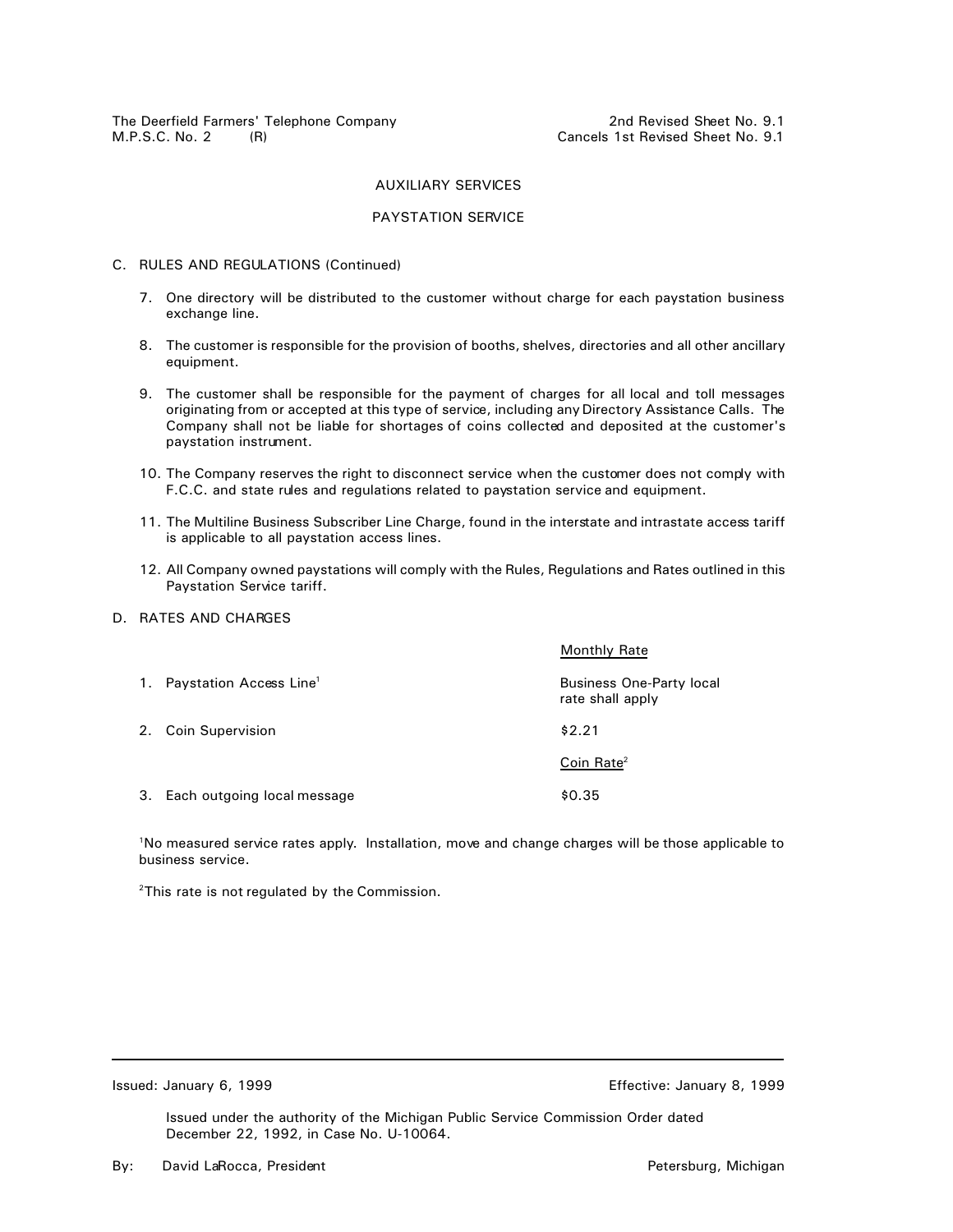The Deerfield Farmers' Telephone Company  
M.P.S.C. No. 2 (R)

2nd Revised Sheet No. 9.1  
Cancels 1st Revised Sheet No. 9.1

## AUXILIARY SERVICES

## PAYSTATION SERVICE

C. RULES AND REGULATIONS (Continued)

7. One directory will be distributed to the customer without charge for each paystation business exchange line.

8. The customer is responsible for the provision of booths, shelves, directories and all other ancillary equipment.

9. The customer shall be responsible for the payment of charges for all local and toll messages originating from or accepted at this type of service, including any Directory Assistance Calls. The Company shall not be liable for shortages of coins collected and deposited at the customer's paystation instrument.

10. The Company reserves the right to disconnect service when the customer does not comply with F.C.C. and state rules and regulations related to paystation service and equipment.

11. The Multiline Business Subscriber Line Charge, found in the interstate and intrastate access tariff is applicable to all paystation access lines.

12. All Company owned paystations will comply with the Rules, Regulations and Rates outlined in this Paystation Service tariff.

D. RATES AND CHARGES

| | Monthly Rate |
|---|---|
| 1. Paystation Access Line[1] | Business One-Party local rate shall apply |
| 2. Coin Supervision | $2.21 |
| | Coin Rate[2] |
| 3. Each outgoing local message | $0.35 |

[1]No measured service rates apply. Installation, move and change charges will be those applicable to business service.

[2]This rate is not regulated by the Commission.

Issued: January 6, 1999

Effective: January 8, 1999

Issued under the authority of the Michigan Public Service Commission Order dated December 22, 1992, in Case No. U-10064.

By: David LaRocca, President

Petersburg, Michigan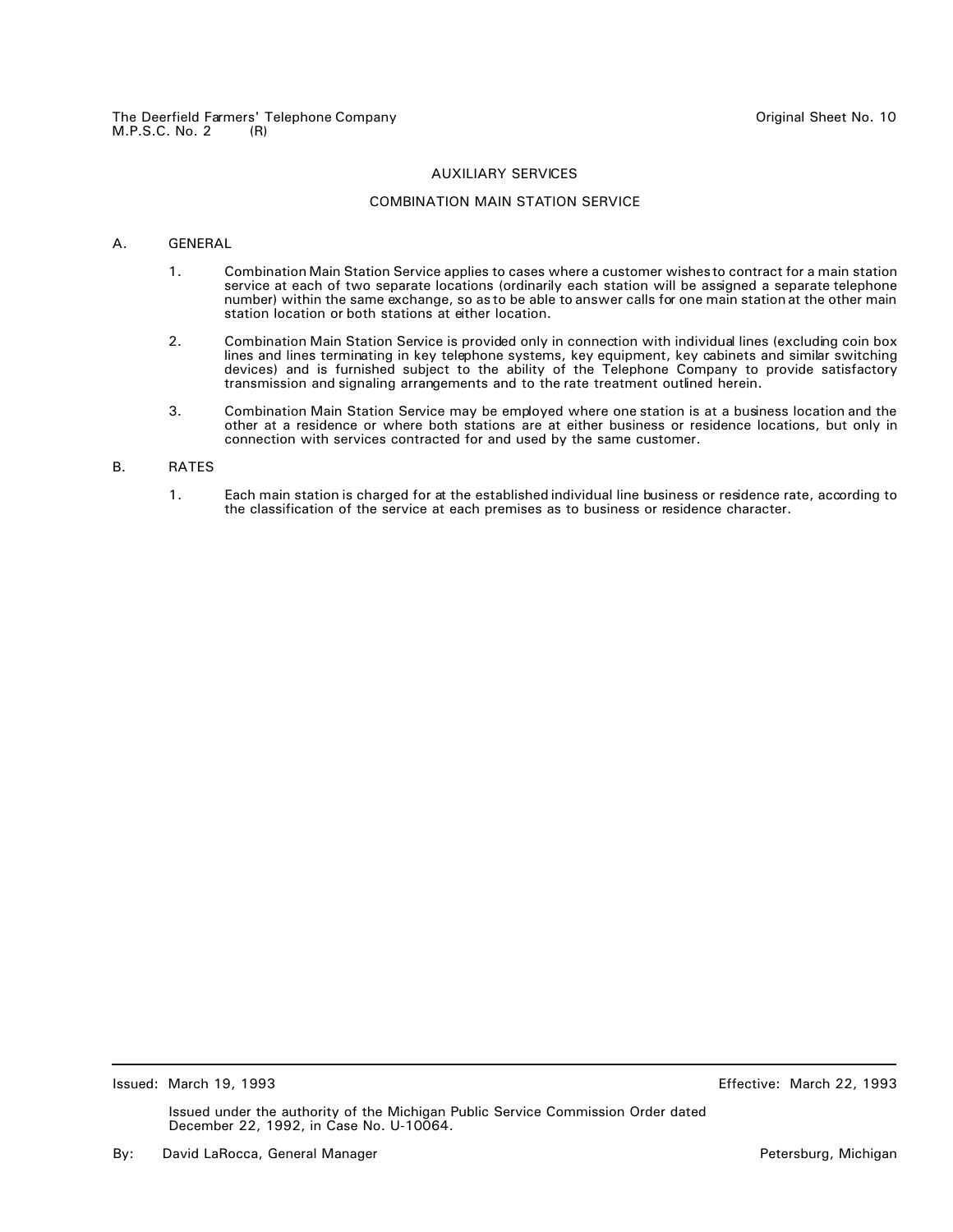## AUXILIARY SERVICES

## COMBINATION MAIN STATION SERVICE

A. GENERAL

1. Combination Main Station Service applies to cases where a customer wishes to contract for a main station service at each of two separate locations (ordinarily each station will be assigned a separate telephone number) within the same exchange, so as to be able to answer calls for one main station at the other main station location or both stations at either location.

2. Combination Main Station Service is provided only in connection with individual lines (excluding coin box lines and lines terminating in key telephone systems, key equipment, key cabinets and similar switching devices) and is furnished subject to the ability of the Telephone Company to provide satisfactory transmission and signaling arrangements and to the rate treatment outlined herein.

3. Combination Main Station Service may be employed where one station is at a business location and the other at a residence or where both stations are at either business or residence locations, but only in connection with services contracted for and used by the same customer.

B. RATES

1. Each main station is charged for at the established individual line business or residence rate, according to the classification of the service at each premises as to business or residence character.

---

Issued: March 19, 1993 Effective: March 22, 1993

Issued under the authority of the Michigan Public Service Commission Order dated December 22, 1992, in Case No. U-10064.

By: David LaRocca, General Manager Petersburg, Michigan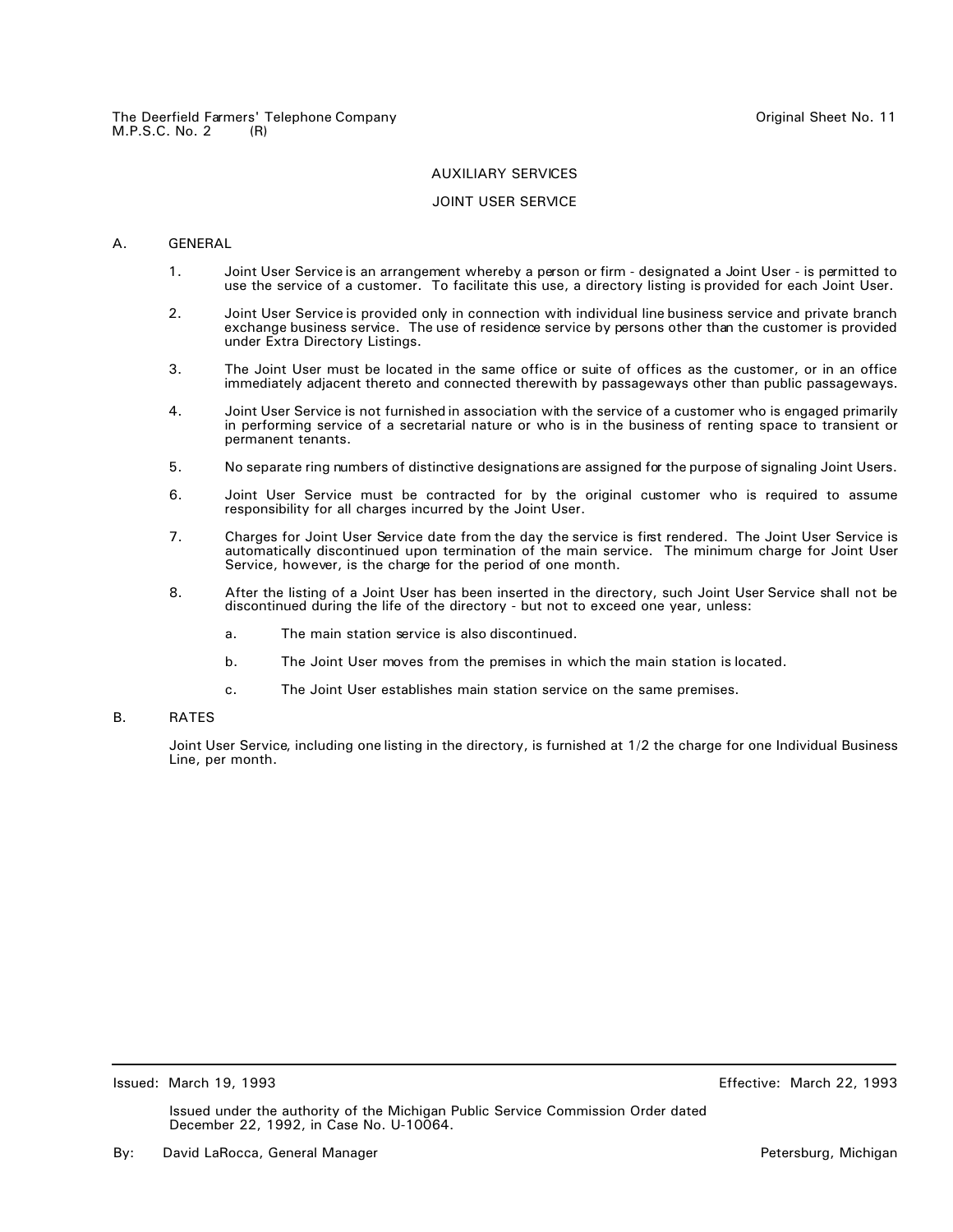## AUXILIARY SERVICES

## JOINT USER SERVICE

A. GENERAL

1. Joint User Service is an arrangement whereby a person or firm - designated a Joint User - is permitted to use the service of a customer. To facilitate this use, a directory listing is provided for each Joint User.

2. Joint User Service is provided only in connection with individual line business service and private branch exchange business service. The use of residence service by persons other than the customer is provided under Extra Directory Listings.

3. The Joint User must be located in the same office or suite of offices as the customer, or in an office immediately adjacent thereto and connected therewith by passageways other than public passageways.

4. Joint User Service is not furnished in association with the service of a customer who is engaged primarily in performing service of a secretarial nature or who is in the business of renting space to transient or permanent tenants.

5. No separate ring numbers of distinctive designations are assigned for the purpose of signaling Joint Users.

6. Joint User Service must be contracted for by the original customer who is required to assume responsibility for all charges incurred by the Joint User.

7. Charges for Joint User Service date from the day the service is first rendered. The Joint User Service is automatically discontinued upon termination of the main service. The minimum charge for Joint User Service, however, is the charge for the period of one month.

8. After the listing of a Joint User has been inserted in the directory, such Joint User Service shall not be discontinued during the life of the directory - but not to exceed one year, unless:

   a. The main station service is also discontinued.

   b. The Joint User moves from the premises in which the main station is located.

   c. The Joint User establishes main station service on the same premises.

B. RATES

Joint User Service, including one listing in the directory, is furnished at 1/2 the charge for one Individual Business Line, per month.

Issued: March 19, 1993 Effective: March 22, 1993

Issued under the authority of the Michigan Public Service Commission Order dated December 22, 1992, in Case No. U-10064.

By: David LaRocca, General Manager Petersburg, Michigan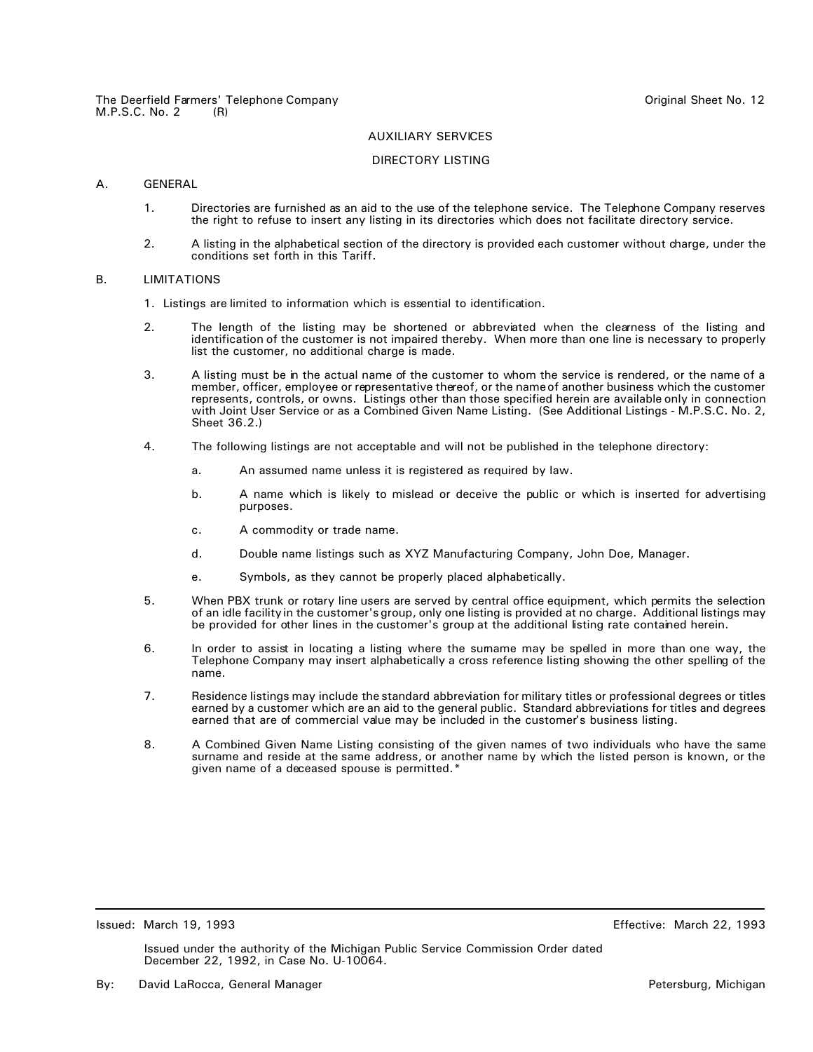The Deerfield Farmers' Telephone Company
M.P.S.C. No. 2 (R)

Original Sheet No. 12

## AUXILIARY SERVICES

## DIRECTORY LISTING

A. GENERAL

1. Directories are furnished as an aid to the use of the telephone service. The Telephone Company reserves the right to refuse to insert any listing in its directories which does not facilitate directory service.

2. A listing in the alphabetical section of the directory is provided each customer without charge, under the conditions set forth in this Tariff.

B. LIMITATIONS

1. Listings are limited to information which is essential to identification.

2. The length of the listing may be shortened or abbreviated when the clearness of the listing and identification of the customer is not impaired thereby. When more than one line is necessary to properly list the customer, no additional charge is made.

3. A listing must be in the actual name of the customer to whom the service is rendered, or the name of a member, officer, employee or representative thereof, or the name of another business which the customer represents, controls, or owns. Listings other than those specified herein are available only in connection with Joint User Service or as a Combined Given Name Listing. (See Additional Listings - M.P.S.C. No. 2, Sheet 36.2.)

4. The following listings are not acceptable and will not be published in the telephone directory:

   a. An assumed name unless it is registered as required by law.

   b. A name which is likely to mislead or deceive the public or which is inserted for advertising purposes.

   c. A commodity or trade name.

   d. Double name listings such as XYZ Manufacturing Company, John Doe, Manager.

   e. Symbols, as they cannot be properly placed alphabetically.

5. When PBX trunk or rotary line users are served by central office equipment, which permits the selection of an idle facility in the customer's group, only one listing is provided at no charge. Additional listings may be provided for other lines in the customer's group at the additional listing rate contained herein.

6. In order to assist in locating a listing where the surname may be spelled in more than one way, the Telephone Company may insert alphabetically a cross reference listing showing the other spelling of the name.

7. Residence listings may include the standard abbreviation for military titles or professional degrees or titles earned by a customer which are an aid to the general public. Standard abbreviations for titles and degrees earned that are of commercial value may be included in the customer's business listing.

8. A Combined Given Name Listing consisting of the given names of two individuals who have the same surname and reside at the same address, or another name by which the listed person is known, or the given name of a deceased spouse is permitted.*

Issued: March 19, 1993

Effective: March 22, 1993

Issued under the authority of the Michigan Public Service Commission Order dated December 22, 1992, in Case No. U-10064.

By: David LaRocca, General Manager

Petersburg, Michigan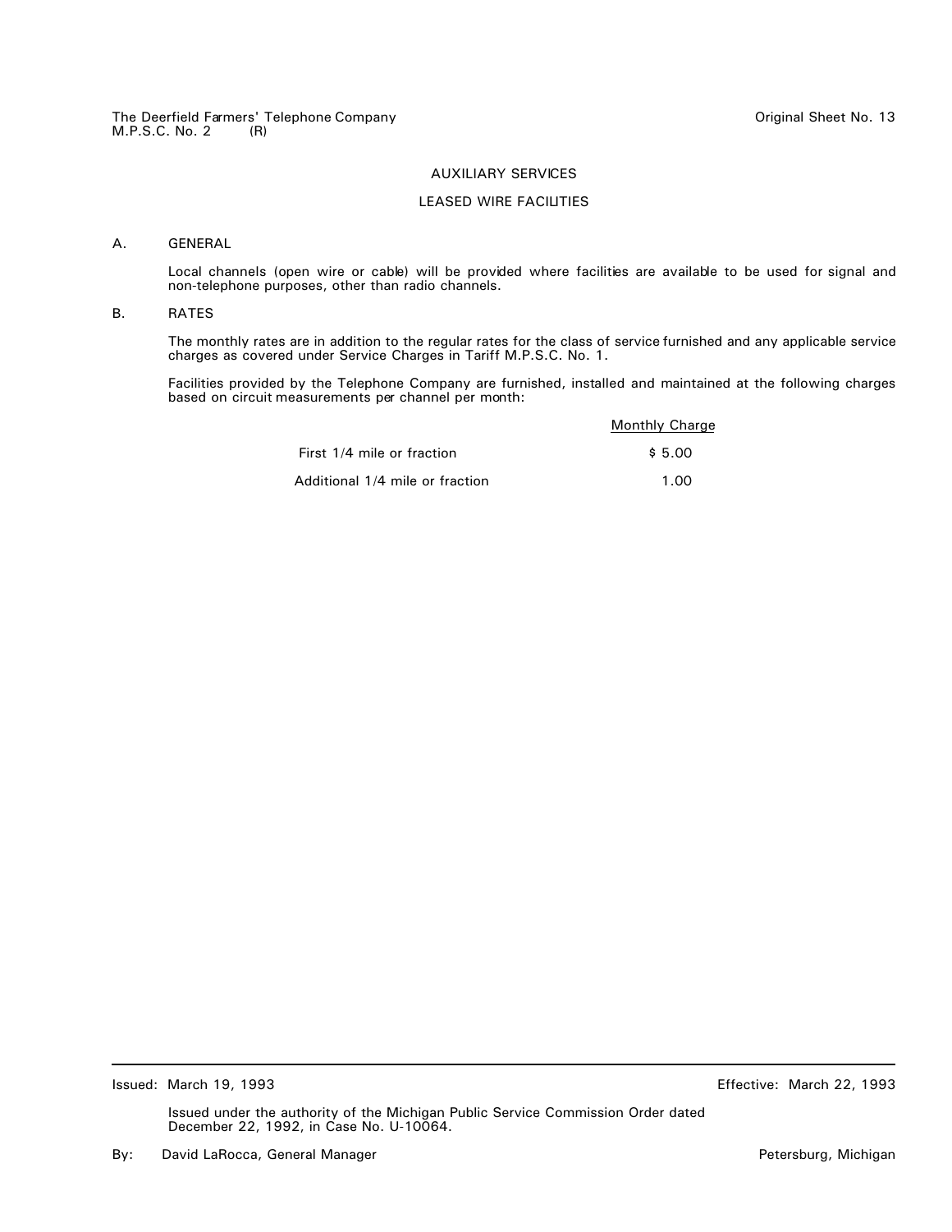The Deerfield Farmers' Telephone Company
M.P.S.C. No. 2 (R)

Original Sheet No. 13

## AUXILIARY SERVICES

## LEASED WIRE FACILITIES

A. GENERAL

Local channels (open wire or cable) will be provided where facilities are available to be used for signal and non-telephone purposes, other than radio channels.

B. RATES

The monthly rates are in addition to the regular rates for the class of service furnished and any applicable service charges as covered under Service Charges in Tariff M.P.S.C. No. 1.

Facilities provided by the Telephone Company are furnished, installed and maintained at the following charges based on circuit measurements per channel per month:

| | Monthly Charge |
|---|---|
| First 1/4 mile or fraction | $ 5.00 |
| Additional 1/4 mile or fraction | 1.00 |

Issued: March 19, 1993

Effective: March 22, 1993

Issued under the authority of the Michigan Public Service Commission Order dated December 22, 1992, in Case No. U-10064.

By: David LaRocca, General Manager

Petersburg, Michigan